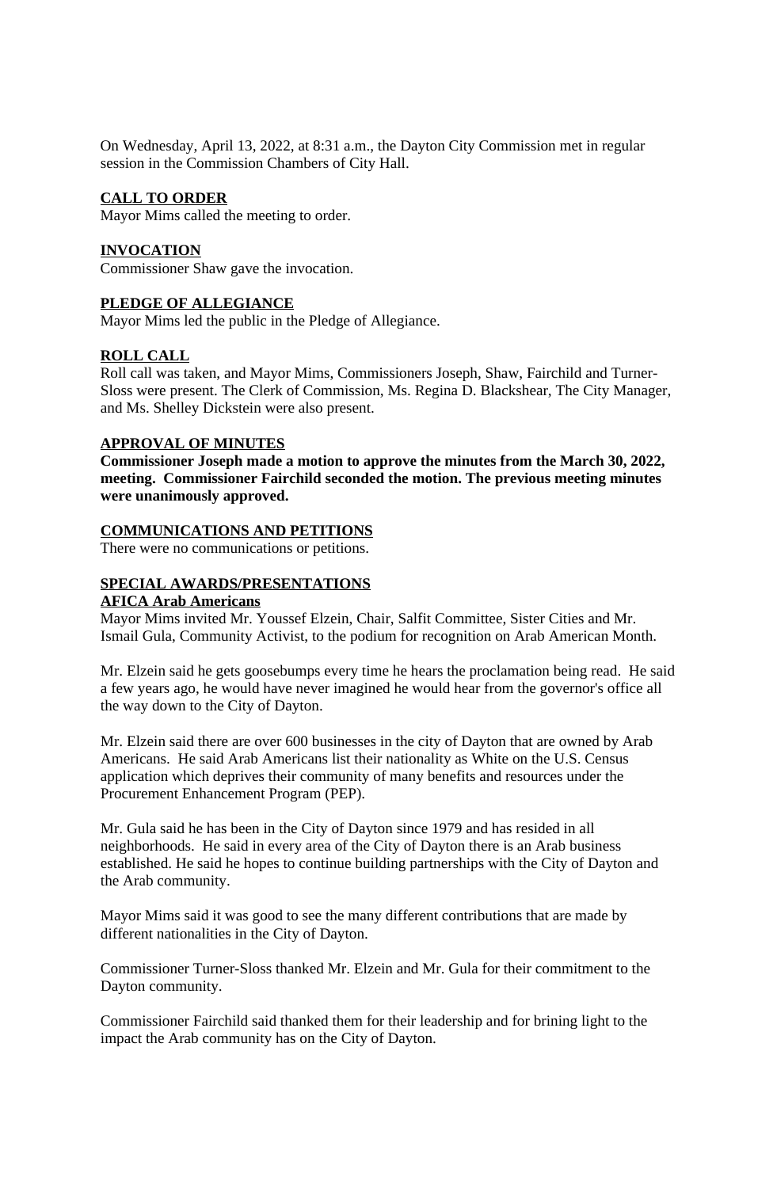On Wednesday, April 13, 2022, at 8:31 a.m., the Dayton City Commission met in regular session in the Commission Chambers of City Hall.

**CALL TO ORDER**

Mayor Mims called the meeting to order.

**INVOCATION**

Commissioner Shaw gave the invocation.

**PLEDGE OF ALLEGIANCE**

Mayor Mims led the public in the Pledge of Allegiance.

**ROLL CALL**

Roll call was taken, and Mayor Mims, Commissioners Joseph, Shaw, Fairchild and Turner-Sloss were present. The Clerk of Commission, Ms. Regina D. Blackshear, The City Manager, and Ms. Shelley Dickstein were also present.

**APPROVAL OF MINUTES**

**Commissioner Joseph made a motion to approve the minutes from the March 30, 2022, meeting. Commissioner Fairchild seconded the motion. The previous meeting minutes were unanimously approved.**

**COMMUNICATIONS AND PETITIONS**

There were no communications or petitions.

**SPECIAL AWARDS/PRESENTATIONS**

**AFICA Arab Americans**

Mayor Mims invited Mr. Youssef Elzein, Chair, Salfit Committee, Sister Cities and Mr. Ismail Gula, Community Activist, to the podium for recognition on Arab American Month.

Mr. Elzein said he gets goosebumps every time he hears the proclamation being read. He said a few years ago, he would have never imagined he would hear from the governor's office all the way down to the City of Dayton.

Mr. Elzein said there are over 600 businesses in the city of Dayton that are owned by Arab Americans. He said Arab Americans list their nationality as White on the U.S. Census application which deprives their community of many benefits and resources under the Procurement Enhancement Program (PEP).

Mr. Gula said he has been in the City of Dayton since 1979 and has resided in all neighborhoods. He said in every area of the City of Dayton there is an Arab business established. He said he hopes to continue building partnerships with the City of Dayton and the Arab community.

Mayor Mims said it was good to see the many different contributions that are made by different nationalities in the City of Dayton.

Commissioner Turner-Sloss thanked Mr. Elzein and Mr. Gula for their commitment to the Dayton community.

Commissioner Fairchild said thanked them for their leadership and for brining light to the impact the Arab community has on the City of Dayton.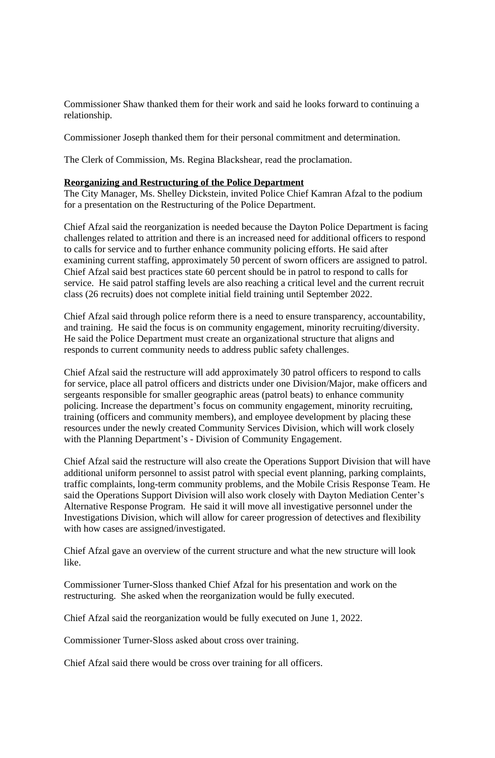Commissioner Shaw thanked them for their work and said he looks forward to continuing a relationship.

Commissioner Joseph thanked them for their personal commitment and determination.

The Clerk of Commission, Ms. Regina Blackshear, read the proclamation.

**Reorganizing and Restructuring of the Police Department**

The City Manager, Ms. Shelley Dickstein, invited Police Chief Kamran Afzal to the podium for a presentation on the Restructuring of the Police Department.

Chief Afzal said the reorganization is needed because the Dayton Police Department is facing challenges related to attrition and there is an increased need for additional officers to respond to calls for service and to further enhance community policing efforts. He said after examining current staffing, approximately 50 percent of sworn officers are assigned to patrol. Chief Afzal said best practices state 60 percent should be in patrol to respond to calls for service. He said patrol staffing levels are also reaching a critical level and the current recruit class (26 recruits) does not complete initial field training until September 2022.

Chief Afzal said through police reform there is a need to ensure transparency, accountability, and training. He said the focus is on community engagement, minority recruiting/diversity. He said the Police Department must create an organizational structure that aligns and responds to current community needs to address public safety challenges.

Chief Afzal said the restructure will add approximately 30 patrol officers to respond to calls for service, place all patrol officers and districts under one Division/Major, make officers and sergeants responsible for smaller geographic areas (patrol beats) to enhance community policing. Increase the department's focus on community engagement, minority recruiting, training (officers and community members), and employee development by placing these resources under the newly created Community Services Division, which will work closely with the Planning Department's - Division of Community Engagement.

Chief Afzal said the restructure will also create the Operations Support Division that will have additional uniform personnel to assist patrol with special event planning, parking complaints, traffic complaints, long-term community problems, and the Mobile Crisis Response Team. He said the Operations Support Division will also work closely with Dayton Mediation Center's Alternative Response Program. He said it will move all investigative personnel under the Investigations Division, which will allow for career progression of detectives and flexibility with how cases are assigned/investigated.

Chief Afzal gave an overview of the current structure and what the new structure will look like.

Commissioner Turner-Sloss thanked Chief Afzal for his presentation and work on the restructuring. She asked when the reorganization would be fully executed.

Chief Afzal said the reorganization would be fully executed on June 1, 2022.

Commissioner Turner-Sloss asked about cross over training.

Chief Afzal said there would be cross over training for all officers.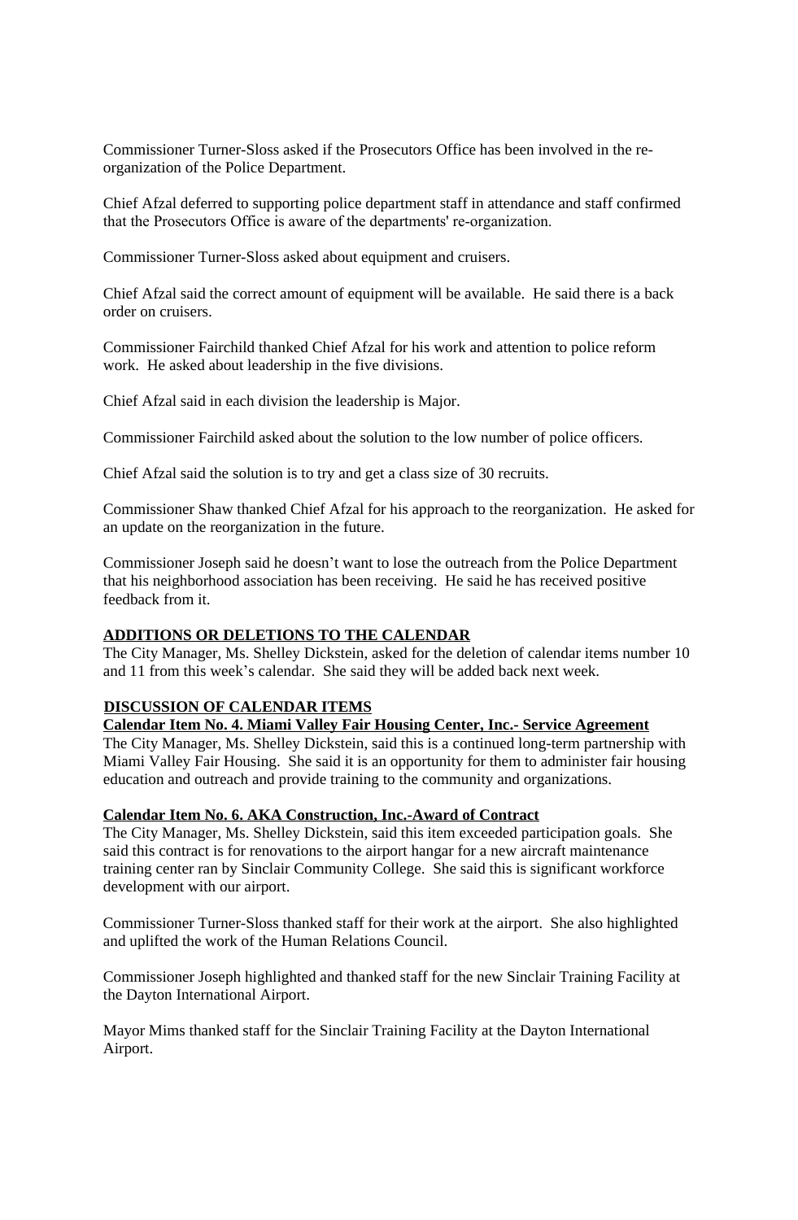Commissioner Turner-Sloss asked if the Prosecutors Office has been involved in the re-organization of the Police Department.

Chief Afzal deferred to supporting police department staff in attendance and staff confirmed that the Prosecutors Office is aware of the departments' re-organization.

Commissioner Turner-Sloss asked about equipment and cruisers.

Chief Afzal said the correct amount of equipment will be available. He said there is a back order on cruisers.

Commissioner Fairchild thanked Chief Afzal for his work and attention to police reform work. He asked about leadership in the five divisions.

Chief Afzal said in each division the leadership is Major.

Commissioner Fairchild asked about the solution to the low number of police officers.

Chief Afzal said the solution is to try and get a class size of 30 recruits.

Commissioner Shaw thanked Chief Afzal for his approach to the reorganization. He asked for an update on the reorganization in the future.

Commissioner Joseph said he doesn't want to lose the outreach from the Police Department that his neighborhood association has been receiving. He said he has received positive feedback from it.

**ADDITIONS OR DELETIONS TO THE CALENDAR**

The City Manager, Ms. Shelley Dickstein, asked for the deletion of calendar items number 10 and 11 from this week's calendar. She said they will be added back next week.

**DISCUSSION OF CALENDAR ITEMS**

**Calendar Item No. 4. Miami Valley Fair Housing Center, Inc.- Service Agreement**

The City Manager, Ms. Shelley Dickstein, said this is a continued long-term partnership with Miami Valley Fair Housing. She said it is an opportunity for them to administer fair housing education and outreach and provide training to the community and organizations.

**Calendar Item No. 6. AKA Construction, Inc.-Award of Contract**

The City Manager, Ms. Shelley Dickstein, said this item exceeded participation goals. She said this contract is for renovations to the airport hangar for a new aircraft maintenance training center ran by Sinclair Community College. She said this is significant workforce development with our airport.

Commissioner Turner-Sloss thanked staff for their work at the airport. She also highlighted and uplifted the work of the Human Relations Council.

Commissioner Joseph highlighted and thanked staff for the new Sinclair Training Facility at the Dayton International Airport.

Mayor Mims thanked staff for the Sinclair Training Facility at the Dayton International Airport.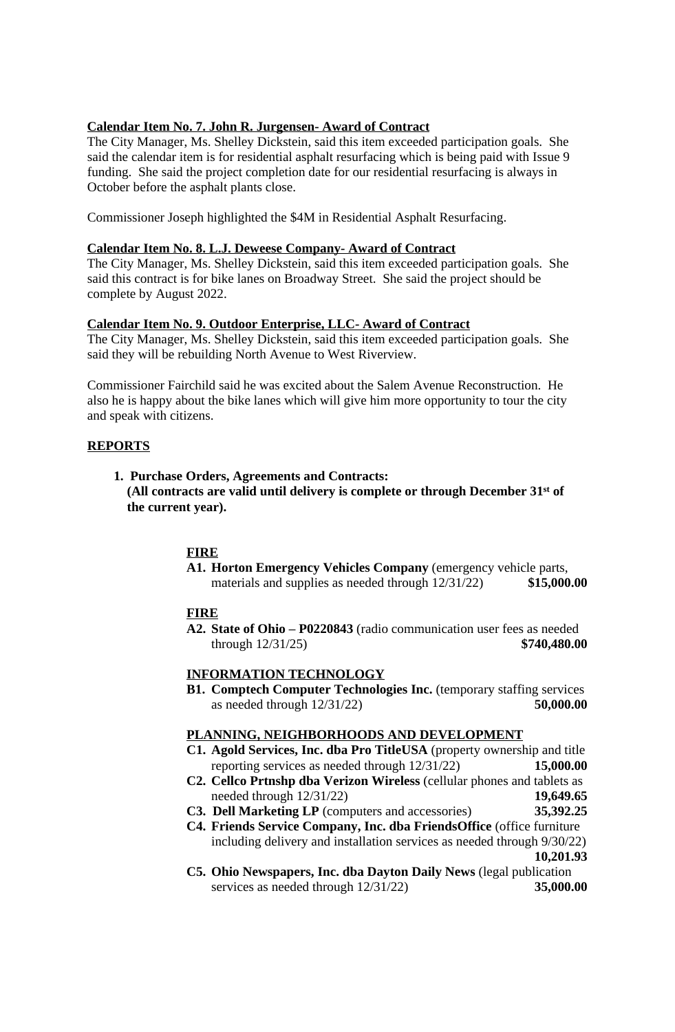**Calendar Item No. 7. John R. Jurgensen- Award of Contract**

The City Manager, Ms. Shelley Dickstein, said this item exceeded participation goals. She said the calendar item is for residential asphalt resurfacing which is being paid with Issue 9 funding. She said the project completion date for our residential resurfacing is always in October before the asphalt plants close.

Commissioner Joseph highlighted the $4M in Residential Asphalt Resurfacing.

**Calendar Item No. 8. L.J. Deweese Company- Award of Contract**

The City Manager, Ms. Shelley Dickstein, said this item exceeded participation goals. She said this contract is for bike lanes on Broadway Street. She said the project should be complete by August 2022.

**Calendar Item No. 9. Outdoor Enterprise, LLC- Award of Contract**

The City Manager, Ms. Shelley Dickstein, said this item exceeded participation goals. She said they will be rebuilding North Avenue to West Riverview.

Commissioner Fairchild said he was excited about the Salem Avenue Reconstruction. He also he is happy about the bike lanes which will give him more opportunity to tour the city and speak with citizens.

**REPORTS**

1. **Purchase Orders, Agreements and Contracts:**
   **(All contracts are valid until delivery is complete or through December 31st of the current year).**

**FIRE**

**A1. Horton Emergency Vehicles Company** (emergency vehicle parts, materials and supplies as needed through 12/31/22) **$15,000.00**

**FIRE**

**A2. State of Ohio – P0220843** (radio communication user fees as needed through 12/31/25) **$740,480.00**

**INFORMATION TECHNOLOGY**

**B1. Comptech Computer Technologies Inc.** (temporary staffing services as needed through 12/31/22) **50,000.00**

**PLANNING, NEIGHBORHOODS AND DEVELOPMENT**

**C1. Agold Services, Inc. dba Pro TitleUSA** (property ownership and title reporting services as needed through 12/31/22) **15,000.00**

**C2. Cellco Prtnshp dba Verizon Wireless** (cellular phones and tablets as needed through 12/31/22) **19,649.65**

**C3. Dell Marketing LP** (computers and accessories) **35,392.25**

**C4. Friends Service Company, Inc. dba FriendsOffice** (office furniture including delivery and installation services as needed through 9/30/22) **10,201.93**

**C5. Ohio Newspapers, Inc. dba Dayton Daily News** (legal publication services as needed through 12/31/22) **35,000.00**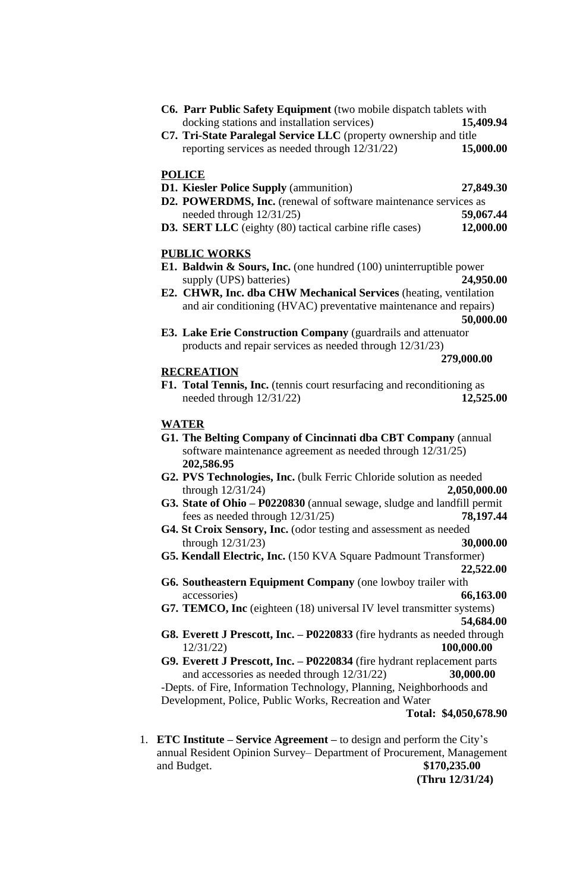- **C6. Parr Public Safety Equipment** (two mobile dispatch tablets with docking stations and installation services) **15,409.94**
- **C7. Tri-State Paralegal Service LLC** (property ownership and title reporting services as needed through 12/31/22) **15,000.00**

**POLICE**

- **D1. Kiesler Police Supply** (ammunition) **27,849.30**
- **D2. POWERDMS, Inc.** (renewal of software maintenance services as needed through 12/31/25) **59,067.44**
- **D3. SERT LLC** (eighty (80) tactical carbine rifle cases) **12,000.00**

**PUBLIC WORKS**

- **E1. Baldwin & Sours, Inc.** (one hundred (100) uninterruptible power supply (UPS) batteries) **24,950.00**
- **E2. CHWR, Inc. dba CHW Mechanical Services** (heating, ventilation and air conditioning (HVAC) preventative maintenance and repairs) **50,000.00**
- **E3. Lake Erie Construction Company** (guardrails and attenuator products and repair services as needed through 12/31/23) **279,000.00**

**RECREATION**

- **F1. Total Tennis, Inc.** (tennis court resurfacing and reconditioning as needed through 12/31/22) **12,525.00**

**WATER**

- **G1. The Belting Company of Cincinnati dba CBT Company** (annual software maintenance agreement as needed through 12/31/25) **202,586.95**
- **G2. PVS Technologies, Inc.** (bulk Ferric Chloride solution as needed through 12/31/24) **2,050,000.00**
- **G3. State of Ohio – P0220830** (annual sewage, sludge and landfill permit fees as needed through 12/31/25) **78,197.44**
- **G4. St Croix Sensory, Inc.** (odor testing and assessment as needed through 12/31/23) **30,000.00**
- **G5. Kendall Electric, Inc.** (150 KVA Square Padmount Transformer) **22,522.00**
- **G6. Southeastern Equipment Company** (one lowboy trailer with accessories) **66,163.00**
- **G7. TEMCO, Inc** (eighteen (18) universal IV level transmitter systems) **54,684.00**
- **G8. Everett J Prescott, Inc. – P0220833** (fire hydrants as needed through 12/31/22) **100,000.00**
- **G9. Everett J Prescott, Inc. – P0220834** (fire hydrant replacement parts and accessories as needed through 12/31/22) **30,000.00**

-Depts. of Fire, Information Technology, Planning, Neighborhoods and Development, Police, Public Works, Recreation and Water

**Total: $4,050,678.90**

1. **ETC Institute – Service Agreement –** to design and perform the City's annual Resident Opinion Survey– Department of Procurement, Management and Budget. **$170,235.00 (Thru 12/31/24)**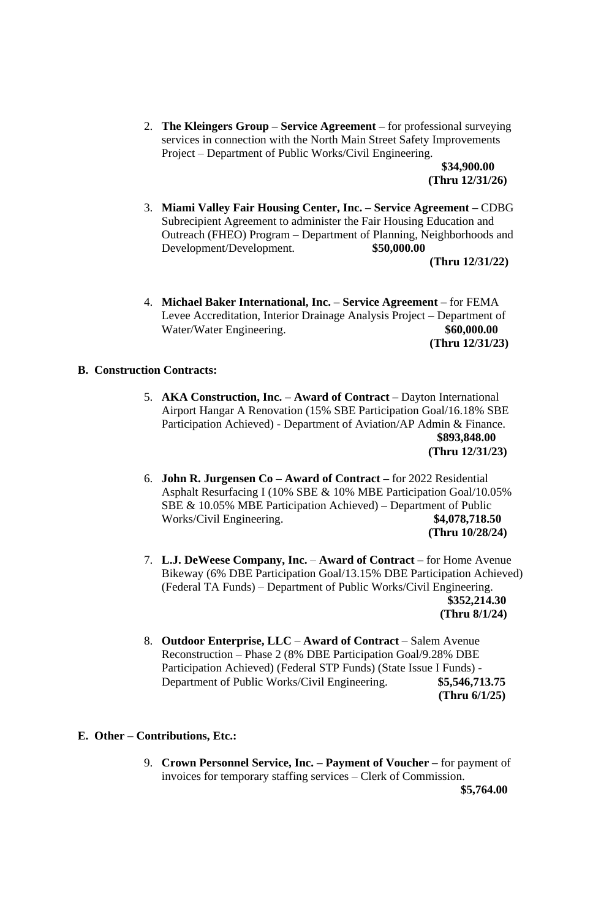2. **The Kleingers Group – Service Agreement –** for professional surveying services in connection with the North Main Street Safety Improvements Project – Department of Public Works/Civil Engineering.
   **$34,900.00**
   **(Thru 12/31/26)**

3. **Miami Valley Fair Housing Center, Inc. – Service Agreement –** CDBG Subrecipient Agreement to administer the Fair Housing Education and Outreach (FHEO) Program – Department of Planning, Neighborhoods and Development/Development. **$50,000.00**
   **(Thru 12/31/22)**

4. **Michael Baker International, Inc. – Service Agreement –** for FEMA Levee Accreditation, Interior Drainage Analysis Project – Department of Water/Water Engineering. **$60,000.00**
   **(Thru 12/31/23)**

**B. Construction Contracts:**

5. **AKA Construction, Inc. – Award of Contract –** Dayton International Airport Hangar A Renovation (15% SBE Participation Goal/16.18% SBE Participation Achieved) - Department of Aviation/AP Admin & Finance.
   **$893,848.00**
   **(Thru 12/31/23)**

6. **John R. Jurgensen Co – Award of Contract –** for 2022 Residential Asphalt Resurfacing I (10% SBE & 10% MBE Participation Goal/10.05% SBE & 10.05% MBE Participation Achieved) – Department of Public Works/Civil Engineering. **$4,078,718.50**
   **(Thru 10/28/24)**

7. **L.J. DeWeese Company, Inc.** – **Award of Contract –** for Home Avenue Bikeway (6% DBE Participation Goal/13.15% DBE Participation Achieved) (Federal TA Funds) – Department of Public Works/Civil Engineering.
   **$352,214.30**
   **(Thru 8/1/24)**

8. **Outdoor Enterprise, LLC** – **Award of Contract** – Salem Avenue Reconstruction – Phase 2 (8% DBE Participation Goal/9.28% DBE Participation Achieved) (Federal STP Funds) (State Issue I Funds) - Department of Public Works/Civil Engineering. **$5,546,713.75**
   **(Thru 6/1/25)**

**E. Other – Contributions, Etc.:**

9. **Crown Personnel Service, Inc. – Payment of Voucher –** for payment of invoices for temporary staffing services – Clerk of Commission.
   **$5,764.00**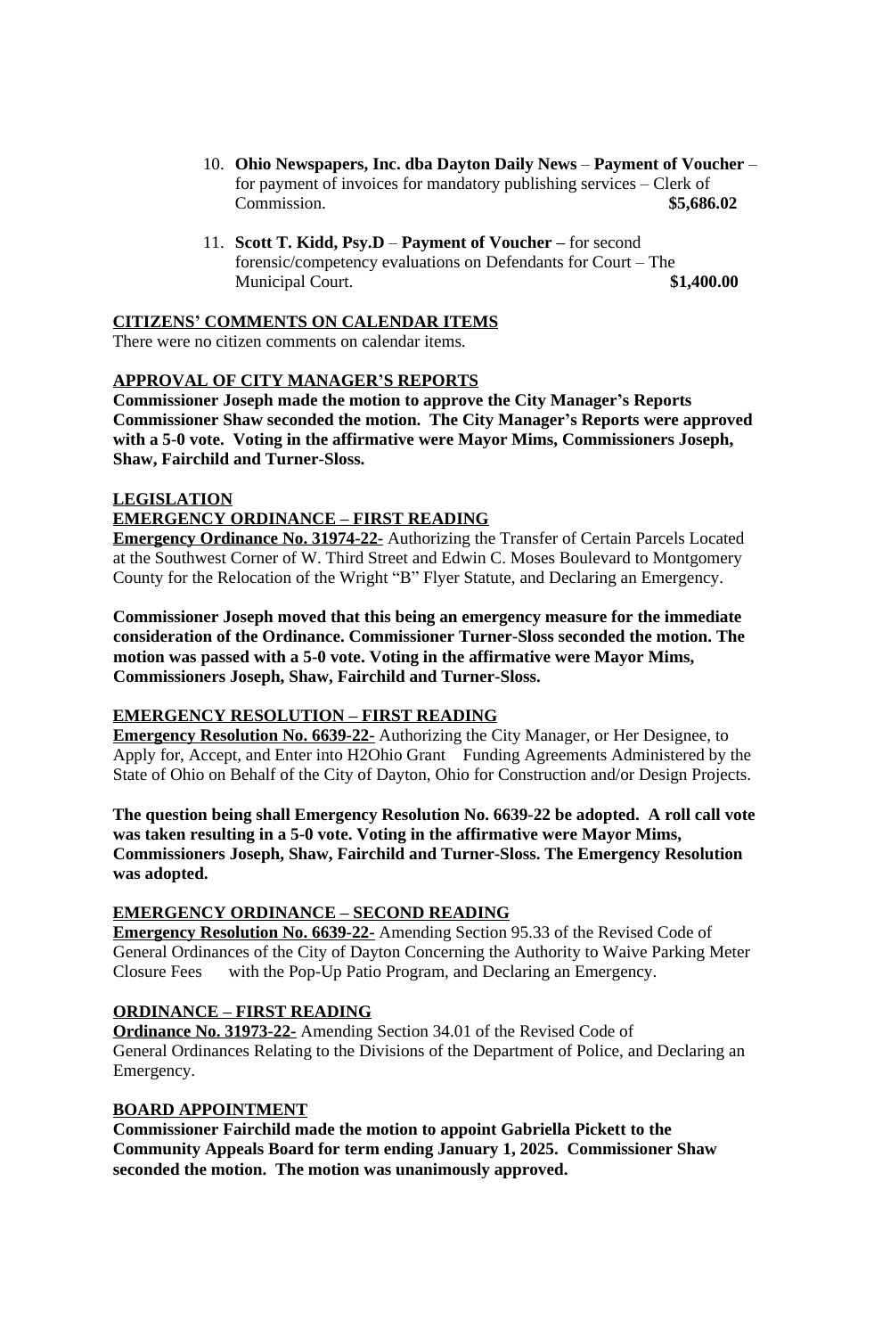10. **Ohio Newspapers, Inc. dba Dayton Daily News** – **Payment of Voucher** – for payment of invoices for mandatory publishing services – Clerk of Commission. **$5,686.02**

11. **Scott T. Kidd, Psy.D** – **Payment of Voucher –** for second forensic/competency evaluations on Defendants for Court – The Municipal Court. **$1,400.00**

**CITIZENS' COMMENTS ON CALENDAR ITEMS**

There were no citizen comments on calendar items.

**APPROVAL OF CITY MANAGER'S REPORTS**

**Commissioner Joseph made the motion to approve the City Manager's Reports Commissioner Shaw seconded the motion. The City Manager's Reports were approved with a 5-0 vote. Voting in the affirmative were Mayor Mims, Commissioners Joseph, Shaw, Fairchild and Turner-Sloss.**

**LEGISLATION**

**EMERGENCY ORDINANCE – FIRST READING**

**Emergency Ordinance No. 31974-22-** Authorizing the Transfer of Certain Parcels Located at the Southwest Corner of W. Third Street and Edwin C. Moses Boulevard to Montgomery County for the Relocation of the Wright "B" Flyer Statute, and Declaring an Emergency.

**Commissioner Joseph moved that this being an emergency measure for the immediate consideration of the Ordinance. Commissioner Turner-Sloss seconded the motion. The motion was passed with a 5-0 vote. Voting in the affirmative were Mayor Mims, Commissioners Joseph, Shaw, Fairchild and Turner-Sloss.**

**EMERGENCY RESOLUTION – FIRST READING**

**Emergency Resolution No. 6639-22-** Authorizing the City Manager, or Her Designee, to Apply for, Accept, and Enter into H2Ohio Grant Funding Agreements Administered by the State of Ohio on Behalf of the City of Dayton, Ohio for Construction and/or Design Projects.

**The question being shall Emergency Resolution No. 6639-22 be adopted. A roll call vote was taken resulting in a 5-0 vote. Voting in the affirmative were Mayor Mims, Commissioners Joseph, Shaw, Fairchild and Turner-Sloss. The Emergency Resolution was adopted.**

**EMERGENCY ORDINANCE – SECOND READING**

**Emergency Resolution No. 6639-22-** Amending Section 95.33 of the Revised Code of General Ordinances of the City of Dayton Concerning the Authority to Waive Parking Meter Closure Fees with the Pop-Up Patio Program, and Declaring an Emergency.

**ORDINANCE – FIRST READING**

**Ordinance No. 31973-22-** Amending Section 34.01 of the Revised Code of General Ordinances Relating to the Divisions of the Department of Police, and Declaring an Emergency.

**BOARD APPOINTMENT**

**Commissioner Fairchild made the motion to appoint Gabriella Pickett to the Community Appeals Board for term ending January 1, 2025. Commissioner Shaw seconded the motion. The motion was unanimously approved.**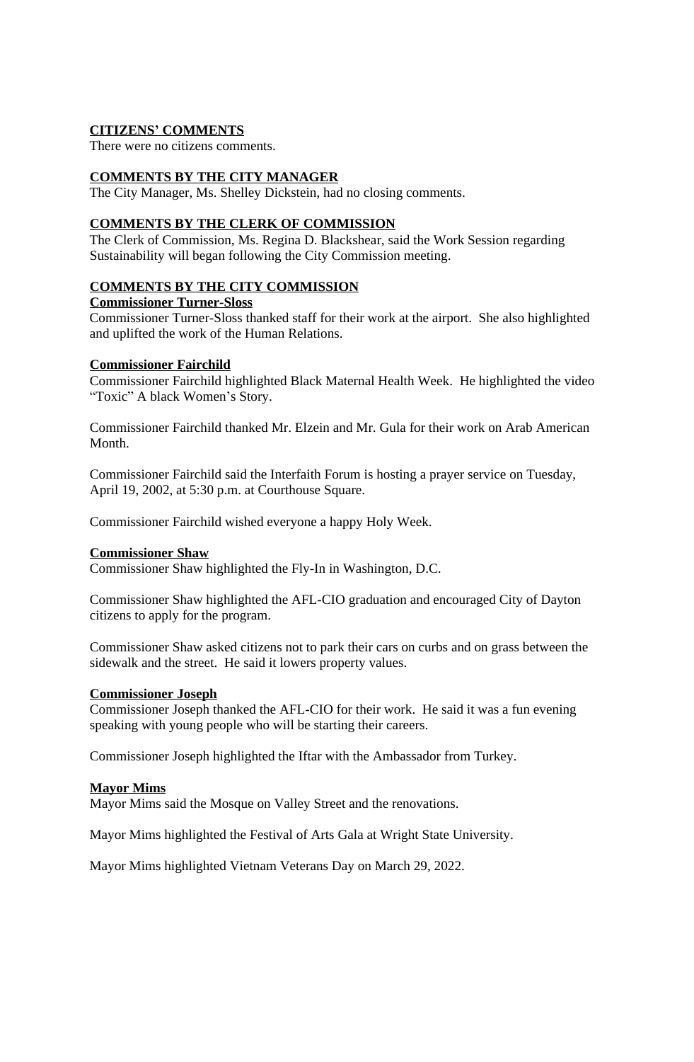**CITIZENS' COMMENTS**

There were no citizens comments.

**COMMENTS BY THE CITY MANAGER**

The City Manager, Ms. Shelley Dickstein, had no closing comments.

**COMMENTS BY THE CLERK OF COMMISSION**

The Clerk of Commission, Ms. Regina D. Blackshear, said the Work Session regarding Sustainability will began following the City Commission meeting.

**COMMENTS BY THE CITY COMMISSION**

**Commissioner Turner-Sloss**

Commissioner Turner-Sloss thanked staff for their work at the airport. She also highlighted and uplifted the work of the Human Relations.

**Commissioner Fairchild**

Commissioner Fairchild highlighted Black Maternal Health Week. He highlighted the video "Toxic" A black Women's Story.

Commissioner Fairchild thanked Mr. Elzein and Mr. Gula for their work on Arab American Month.

Commissioner Fairchild said the Interfaith Forum is hosting a prayer service on Tuesday, April 19, 2002, at 5:30 p.m. at Courthouse Square.

Commissioner Fairchild wished everyone a happy Holy Week.

**Commissioner Shaw**

Commissioner Shaw highlighted the Fly-In in Washington, D.C.

Commissioner Shaw highlighted the AFL-CIO graduation and encouraged City of Dayton citizens to apply for the program.

Commissioner Shaw asked citizens not to park their cars on curbs and on grass between the sidewalk and the street. He said it lowers property values.

**Commissioner Joseph**

Commissioner Joseph thanked the AFL-CIO for their work. He said it was a fun evening speaking with young people who will be starting their careers.

Commissioner Joseph highlighted the Iftar with the Ambassador from Turkey.

**Mayor Mims**

Mayor Mims said the Mosque on Valley Street and the renovations.

Mayor Mims highlighted the Festival of Arts Gala at Wright State University.

Mayor Mims highlighted Vietnam Veterans Day on March 29, 2022.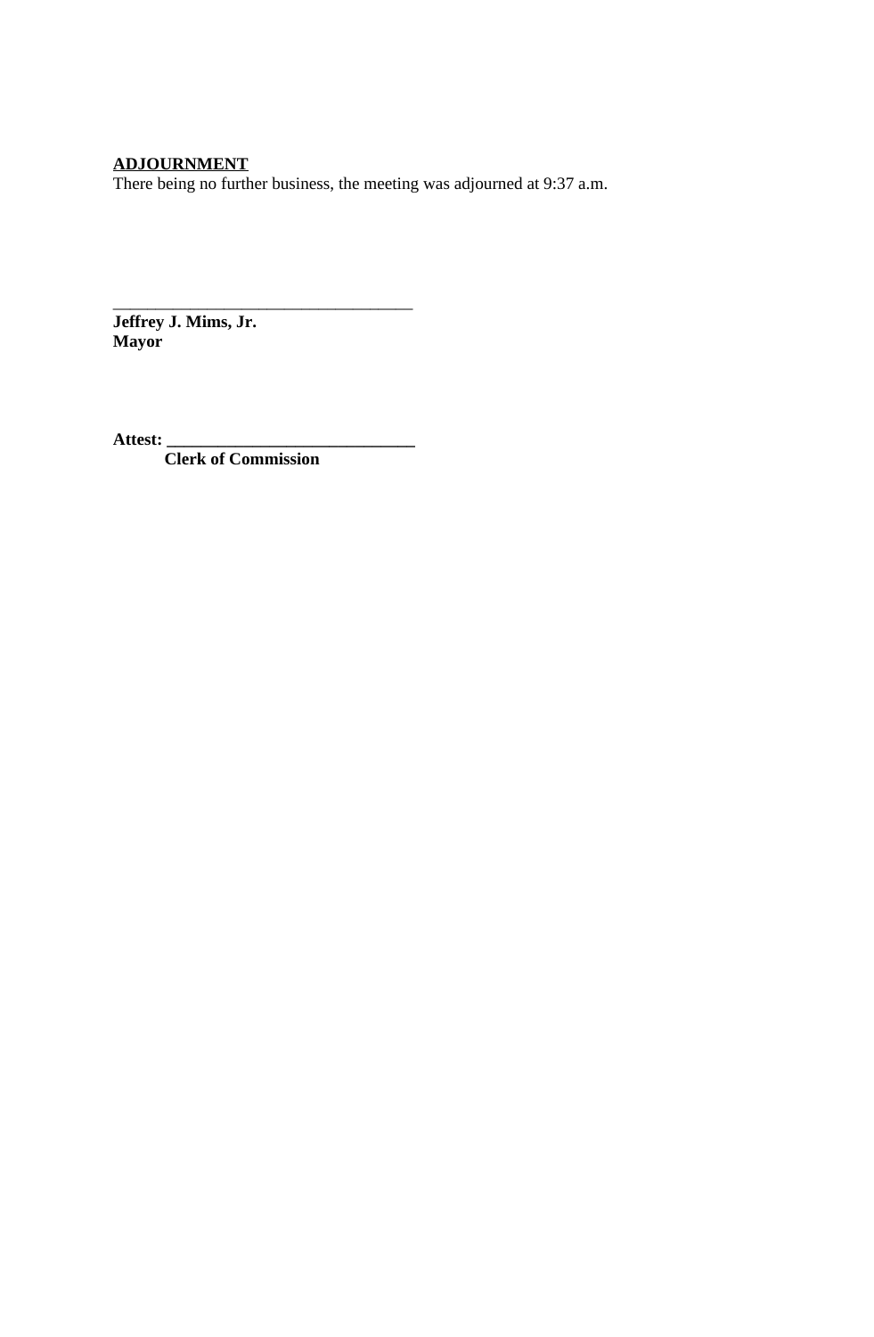**ADJOURNMENT**

There being no further business, the meeting was adjourned at 9:37 a.m.

\_\_\_\_\_\_\_\_\_\_\_\_\_\_\_\_\_\_\_\_\_\_\_\_\_\_\_\_\_\_\_\_\_\_\_

**Jeffrey J. Mims, Jr.**
**Mayor**

**Attest: \_\_\_\_\_\_\_\_\_\_\_\_\_\_\_\_\_\_\_\_\_\_\_\_\_\_\_\_\_**
**Clerk of Commission**